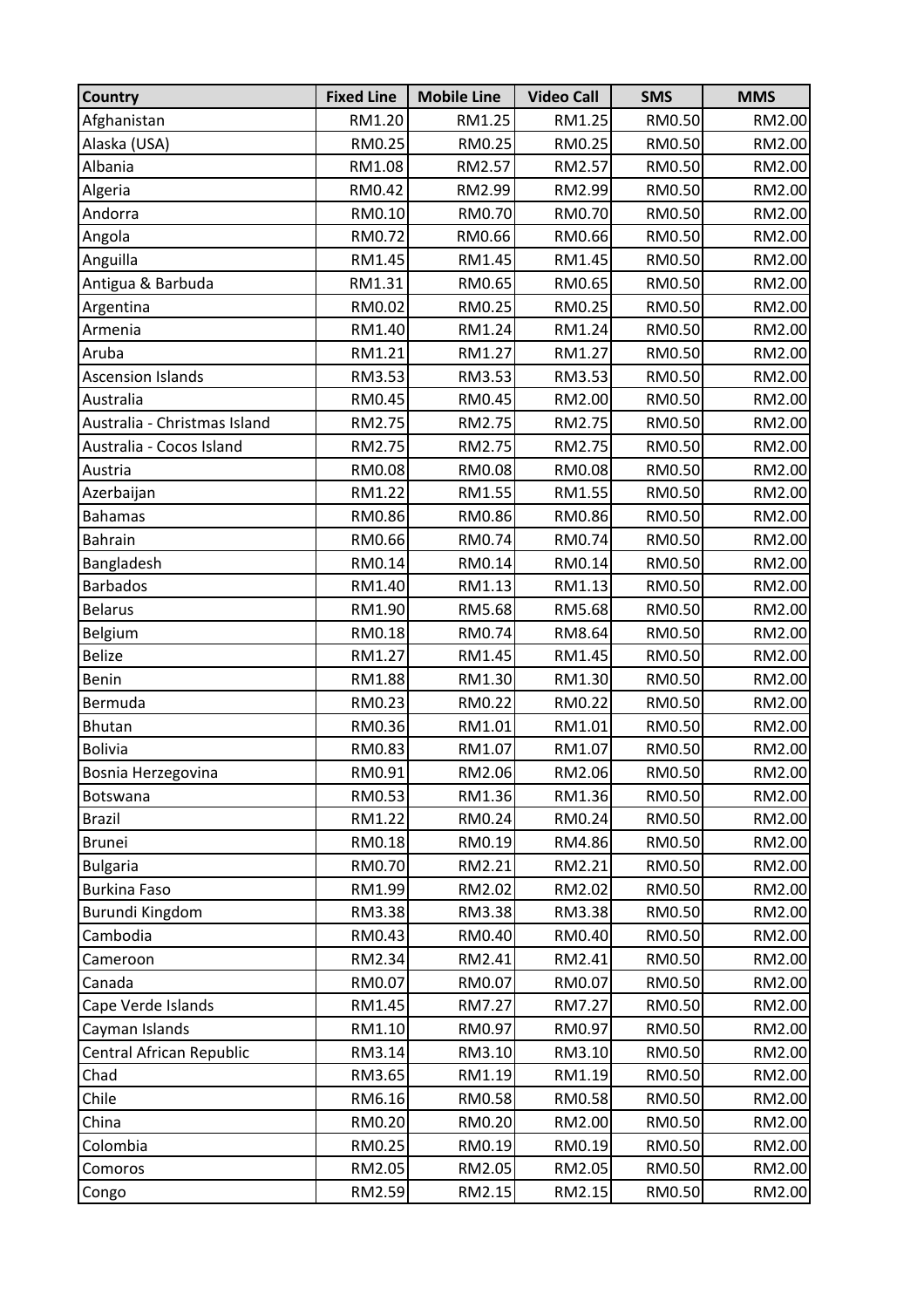| Country | Fixed Line | Mobile Line | Video Call | SMS | MMS |
|---|---|---|---|---|---|
| Afghanistan | RM1.20 | RM1.25 | RM1.25 | RM0.50 | RM2.00 |
| Alaska (USA) | RM0.25 | RM0.25 | RM0.25 | RM0.50 | RM2.00 |
| Albania | RM1.08 | RM2.57 | RM2.57 | RM0.50 | RM2.00 |
| Algeria | RM0.42 | RM2.99 | RM2.99 | RM0.50 | RM2.00 |
| Andorra | RM0.10 | RM0.70 | RM0.70 | RM0.50 | RM2.00 |
| Angola | RM0.72 | RM0.66 | RM0.66 | RM0.50 | RM2.00 |
| Anguilla | RM1.45 | RM1.45 | RM1.45 | RM0.50 | RM2.00 |
| Antigua & Barbuda | RM1.31 | RM0.65 | RM0.65 | RM0.50 | RM2.00 |
| Argentina | RM0.02 | RM0.25 | RM0.25 | RM0.50 | RM2.00 |
| Armenia | RM1.40 | RM1.24 | RM1.24 | RM0.50 | RM2.00 |
| Aruba | RM1.21 | RM1.27 | RM1.27 | RM0.50 | RM2.00 |
| Ascension Islands | RM3.53 | RM3.53 | RM3.53 | RM0.50 | RM2.00 |
| Australia | RM0.45 | RM0.45 | RM2.00 | RM0.50 | RM2.00 |
| Australia - Christmas Island | RM2.75 | RM2.75 | RM2.75 | RM0.50 | RM2.00 |
| Australia - Cocos Island | RM2.75 | RM2.75 | RM2.75 | RM0.50 | RM2.00 |
| Austria | RM0.08 | RM0.08 | RM0.08 | RM0.50 | RM2.00 |
| Azerbaijan | RM1.22 | RM1.55 | RM1.55 | RM0.50 | RM2.00 |
| Bahamas | RM0.86 | RM0.86 | RM0.86 | RM0.50 | RM2.00 |
| Bahrain | RM0.66 | RM0.74 | RM0.74 | RM0.50 | RM2.00 |
| Bangladesh | RM0.14 | RM0.14 | RM0.14 | RM0.50 | RM2.00 |
| Barbados | RM1.40 | RM1.13 | RM1.13 | RM0.50 | RM2.00 |
| Belarus | RM1.90 | RM5.68 | RM5.68 | RM0.50 | RM2.00 |
| Belgium | RM0.18 | RM0.74 | RM8.64 | RM0.50 | RM2.00 |
| Belize | RM1.27 | RM1.45 | RM1.45 | RM0.50 | RM2.00 |
| Benin | RM1.88 | RM1.30 | RM1.30 | RM0.50 | RM2.00 |
| Bermuda | RM0.23 | RM0.22 | RM0.22 | RM0.50 | RM2.00 |
| Bhutan | RM0.36 | RM1.01 | RM1.01 | RM0.50 | RM2.00 |
| Bolivia | RM0.83 | RM1.07 | RM1.07 | RM0.50 | RM2.00 |
| Bosnia Herzegovina | RM0.91 | RM2.06 | RM2.06 | RM0.50 | RM2.00 |
| Botswana | RM0.53 | RM1.36 | RM1.36 | RM0.50 | RM2.00 |
| Brazil | RM1.22 | RM0.24 | RM0.24 | RM0.50 | RM2.00 |
| Brunei | RM0.18 | RM0.19 | RM4.86 | RM0.50 | RM2.00 |
| Bulgaria | RM0.70 | RM2.21 | RM2.21 | RM0.50 | RM2.00 |
| Burkina Faso | RM1.99 | RM2.02 | RM2.02 | RM0.50 | RM2.00 |
| Burundi Kingdom | RM3.38 | RM3.38 | RM3.38 | RM0.50 | RM2.00 |
| Cambodia | RM0.43 | RM0.40 | RM0.40 | RM0.50 | RM2.00 |
| Cameroon | RM2.34 | RM2.41 | RM2.41 | RM0.50 | RM2.00 |
| Canada | RM0.07 | RM0.07 | RM0.07 | RM0.50 | RM2.00 |
| Cape Verde Islands | RM1.45 | RM7.27 | RM7.27 | RM0.50 | RM2.00 |
| Cayman Islands | RM1.10 | RM0.97 | RM0.97 | RM0.50 | RM2.00 |
| Central African Republic | RM3.14 | RM3.10 | RM3.10 | RM0.50 | RM2.00 |
| Chad | RM3.65 | RM1.19 | RM1.19 | RM0.50 | RM2.00 |
| Chile | RM6.16 | RM0.58 | RM0.58 | RM0.50 | RM2.00 |
| China | RM0.20 | RM0.20 | RM2.00 | RM0.50 | RM2.00 |
| Colombia | RM0.25 | RM0.19 | RM0.19 | RM0.50 | RM2.00 |
| Comoros | RM2.05 | RM2.05 | RM2.05 | RM0.50 | RM2.00 |
| Congo | RM2.59 | RM2.15 | RM2.15 | RM0.50 | RM2.00 |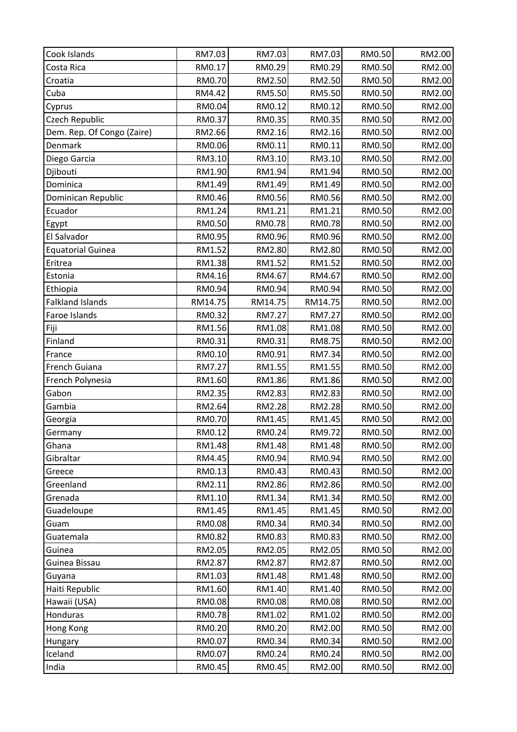| | | | | | |
|---|---|---|---|---|---|
| Cook Islands | RM7.03 | RM7.03 | RM7.03 | RM0.50 | RM2.00 |
| Costa Rica | RM0.17 | RM0.29 | RM0.29 | RM0.50 | RM2.00 |
| Croatia | RM0.70 | RM2.50 | RM2.50 | RM0.50 | RM2.00 |
| Cuba | RM4.42 | RM5.50 | RM5.50 | RM0.50 | RM2.00 |
| Cyprus | RM0.04 | RM0.12 | RM0.12 | RM0.50 | RM2.00 |
| Czech Republic | RM0.37 | RM0.35 | RM0.35 | RM0.50 | RM2.00 |
| Dem. Rep. Of Congo (Zaire) | RM2.66 | RM2.16 | RM2.16 | RM0.50 | RM2.00 |
| Denmark | RM0.06 | RM0.11 | RM0.11 | RM0.50 | RM2.00 |
| Diego Garcia | RM3.10 | RM3.10 | RM3.10 | RM0.50 | RM2.00 |
| Djibouti | RM1.90 | RM1.94 | RM1.94 | RM0.50 | RM2.00 |
| Dominica | RM1.49 | RM1.49 | RM1.49 | RM0.50 | RM2.00 |
| Dominican Republic | RM0.46 | RM0.56 | RM0.56 | RM0.50 | RM2.00 |
| Ecuador | RM1.24 | RM1.21 | RM1.21 | RM0.50 | RM2.00 |
| Egypt | RM0.50 | RM0.78 | RM0.78 | RM0.50 | RM2.00 |
| El Salvador | RM0.95 | RM0.96 | RM0.96 | RM0.50 | RM2.00 |
| Equatorial Guinea | RM1.52 | RM2.80 | RM2.80 | RM0.50 | RM2.00 |
| Eritrea | RM1.38 | RM1.52 | RM1.52 | RM0.50 | RM2.00 |
| Estonia | RM4.16 | RM4.67 | RM4.67 | RM0.50 | RM2.00 |
| Ethiopia | RM0.94 | RM0.94 | RM0.94 | RM0.50 | RM2.00 |
| Falkland Islands | RM14.75 | RM14.75 | RM14.75 | RM0.50 | RM2.00 |
| Faroe Islands | RM0.32 | RM7.27 | RM7.27 | RM0.50 | RM2.00 |
| Fiji | RM1.56 | RM1.08 | RM1.08 | RM0.50 | RM2.00 |
| Finland | RM0.31 | RM0.31 | RM8.75 | RM0.50 | RM2.00 |
| France | RM0.10 | RM0.91 | RM7.34 | RM0.50 | RM2.00 |
| French Guiana | RM7.27 | RM1.55 | RM1.55 | RM0.50 | RM2.00 |
| French Polynesia | RM1.60 | RM1.86 | RM1.86 | RM0.50 | RM2.00 |
| Gabon | RM2.35 | RM2.83 | RM2.83 | RM0.50 | RM2.00 |
| Gambia | RM2.64 | RM2.28 | RM2.28 | RM0.50 | RM2.00 |
| Georgia | RM0.70 | RM1.45 | RM1.45 | RM0.50 | RM2.00 |
| Germany | RM0.12 | RM0.24 | RM9.72 | RM0.50 | RM2.00 |
| Ghana | RM1.48 | RM1.48 | RM1.48 | RM0.50 | RM2.00 |
| Gibraltar | RM4.45 | RM0.94 | RM0.94 | RM0.50 | RM2.00 |
| Greece | RM0.13 | RM0.43 | RM0.43 | RM0.50 | RM2.00 |
| Greenland | RM2.11 | RM2.86 | RM2.86 | RM0.50 | RM2.00 |
| Grenada | RM1.10 | RM1.34 | RM1.34 | RM0.50 | RM2.00 |
| Guadeloupe | RM1.45 | RM1.45 | RM1.45 | RM0.50 | RM2.00 |
| Guam | RM0.08 | RM0.34 | RM0.34 | RM0.50 | RM2.00 |
| Guatemala | RM0.82 | RM0.83 | RM0.83 | RM0.50 | RM2.00 |
| Guinea | RM2.05 | RM2.05 | RM2.05 | RM0.50 | RM2.00 |
| Guinea Bissau | RM2.87 | RM2.87 | RM2.87 | RM0.50 | RM2.00 |
| Guyana | RM1.03 | RM1.48 | RM1.48 | RM0.50 | RM2.00 |
| Haiti Republic | RM1.60 | RM1.40 | RM1.40 | RM0.50 | RM2.00 |
| Hawaii (USA) | RM0.08 | RM0.08 | RM0.08 | RM0.50 | RM2.00 |
| Honduras | RM0.78 | RM1.02 | RM1.02 | RM0.50 | RM2.00 |
| Hong Kong | RM0.20 | RM0.20 | RM2.00 | RM0.50 | RM2.00 |
| Hungary | RM0.07 | RM0.34 | RM0.34 | RM0.50 | RM2.00 |
| Iceland | RM0.07 | RM0.24 | RM0.24 | RM0.50 | RM2.00 |
| India | RM0.45 | RM0.45 | RM2.00 | RM0.50 | RM2.00 |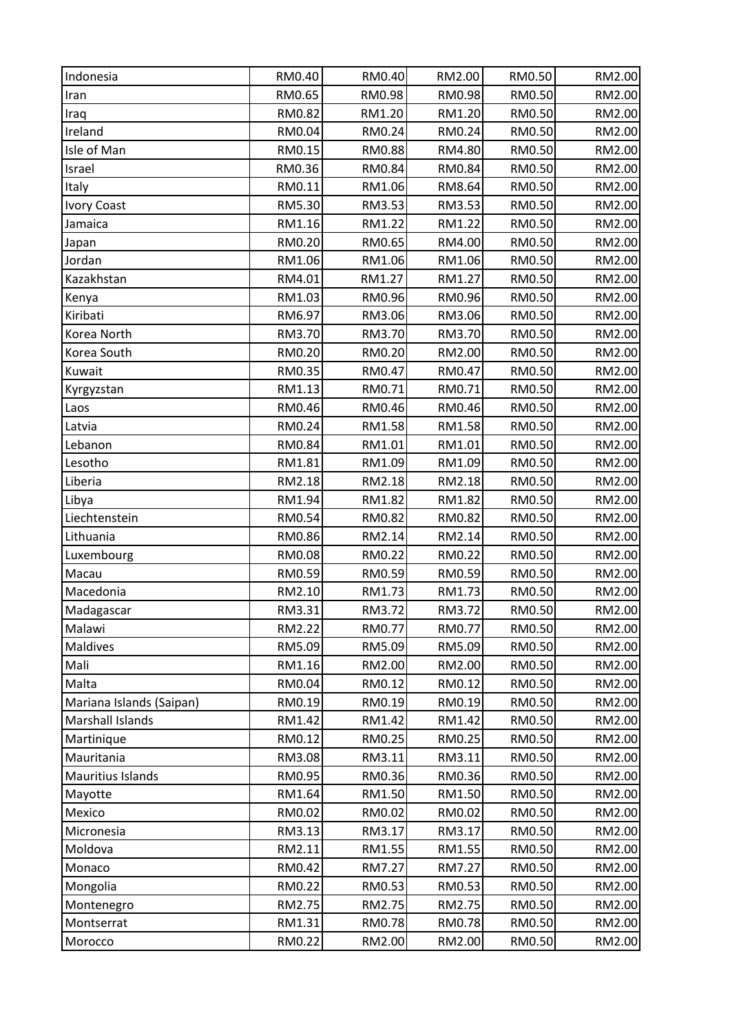| | | | | | |
|---|---|---|---|---|---|
| Indonesia | RM0.40 | RM0.40 | RM2.00 | RM0.50 | RM2.00 |
| Iran | RM0.65 | RM0.98 | RM0.98 | RM0.50 | RM2.00 |
| Iraq | RM0.82 | RM1.20 | RM1.20 | RM0.50 | RM2.00 |
| Ireland | RM0.04 | RM0.24 | RM0.24 | RM0.50 | RM2.00 |
| Isle of Man | RM0.15 | RM0.88 | RM4.80 | RM0.50 | RM2.00 |
| Israel | RM0.36 | RM0.84 | RM0.84 | RM0.50 | RM2.00 |
| Italy | RM0.11 | RM1.06 | RM8.64 | RM0.50 | RM2.00 |
| Ivory Coast | RM5.30 | RM3.53 | RM3.53 | RM0.50 | RM2.00 |
| Jamaica | RM1.16 | RM1.22 | RM1.22 | RM0.50 | RM2.00 |
| Japan | RM0.20 | RM0.65 | RM4.00 | RM0.50 | RM2.00 |
| Jordan | RM1.06 | RM1.06 | RM1.06 | RM0.50 | RM2.00 |
| Kazakhstan | RM4.01 | RM1.27 | RM1.27 | RM0.50 | RM2.00 |
| Kenya | RM1.03 | RM0.96 | RM0.96 | RM0.50 | RM2.00 |
| Kiribati | RM6.97 | RM3.06 | RM3.06 | RM0.50 | RM2.00 |
| Korea North | RM3.70 | RM3.70 | RM3.70 | RM0.50 | RM2.00 |
| Korea South | RM0.20 | RM0.20 | RM2.00 | RM0.50 | RM2.00 |
| Kuwait | RM0.35 | RM0.47 | RM0.47 | RM0.50 | RM2.00 |
| Kyrgyzstan | RM1.13 | RM0.71 | RM0.71 | RM0.50 | RM2.00 |
| Laos | RM0.46 | RM0.46 | RM0.46 | RM0.50 | RM2.00 |
| Latvia | RM0.24 | RM1.58 | RM1.58 | RM0.50 | RM2.00 |
| Lebanon | RM0.84 | RM1.01 | RM1.01 | RM0.50 | RM2.00 |
| Lesotho | RM1.81 | RM1.09 | RM1.09 | RM0.50 | RM2.00 |
| Liberia | RM2.18 | RM2.18 | RM2.18 | RM0.50 | RM2.00 |
| Libya | RM1.94 | RM1.82 | RM1.82 | RM0.50 | RM2.00 |
| Liechtenstein | RM0.54 | RM0.82 | RM0.82 | RM0.50 | RM2.00 |
| Lithuania | RM0.86 | RM2.14 | RM2.14 | RM0.50 | RM2.00 |
| Luxembourg | RM0.08 | RM0.22 | RM0.22 | RM0.50 | RM2.00 |
| Macau | RM0.59 | RM0.59 | RM0.59 | RM0.50 | RM2.00 |
| Macedonia | RM2.10 | RM1.73 | RM1.73 | RM0.50 | RM2.00 |
| Madagascar | RM3.31 | RM3.72 | RM3.72 | RM0.50 | RM2.00 |
| Malawi | RM2.22 | RM0.77 | RM0.77 | RM0.50 | RM2.00 |
| Maldives | RM5.09 | RM5.09 | RM5.09 | RM0.50 | RM2.00 |
| Mali | RM1.16 | RM2.00 | RM2.00 | RM0.50 | RM2.00 |
| Malta | RM0.04 | RM0.12 | RM0.12 | RM0.50 | RM2.00 |
| Mariana Islands (Saipan) | RM0.19 | RM0.19 | RM0.19 | RM0.50 | RM2.00 |
| Marshall Islands | RM1.42 | RM1.42 | RM1.42 | RM0.50 | RM2.00 |
| Martinique | RM0.12 | RM0.25 | RM0.25 | RM0.50 | RM2.00 |
| Mauritania | RM3.08 | RM3.11 | RM3.11 | RM0.50 | RM2.00 |
| Mauritius Islands | RM0.95 | RM0.36 | RM0.36 | RM0.50 | RM2.00 |
| Mayotte | RM1.64 | RM1.50 | RM1.50 | RM0.50 | RM2.00 |
| Mexico | RM0.02 | RM0.02 | RM0.02 | RM0.50 | RM2.00 |
| Micronesia | RM3.13 | RM3.17 | RM3.17 | RM0.50 | RM2.00 |
| Moldova | RM2.11 | RM1.55 | RM1.55 | RM0.50 | RM2.00 |
| Monaco | RM0.42 | RM7.27 | RM7.27 | RM0.50 | RM2.00 |
| Mongolia | RM0.22 | RM0.53 | RM0.53 | RM0.50 | RM2.00 |
| Montenegro | RM2.75 | RM2.75 | RM2.75 | RM0.50 | RM2.00 |
| Montserrat | RM1.31 | RM0.78 | RM0.78 | RM0.50 | RM2.00 |
| Morocco | RM0.22 | RM2.00 | RM2.00 | RM0.50 | RM2.00 |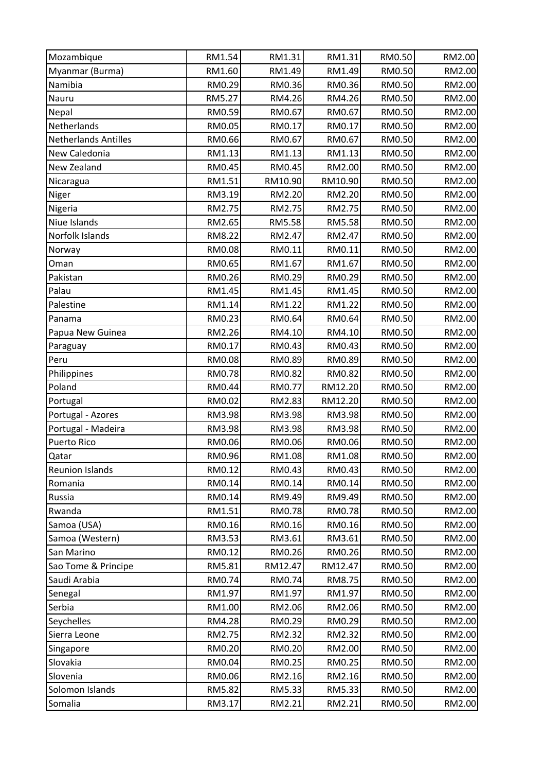| | | | | | |
|---|---|---|---|---|---|
| Mozambique | RM1.54 | RM1.31 | RM1.31 | RM0.50 | RM2.00 |
| Myanmar (Burma) | RM1.60 | RM1.49 | RM1.49 | RM0.50 | RM2.00 |
| Namibia | RM0.29 | RM0.36 | RM0.36 | RM0.50 | RM2.00 |
| Nauru | RM5.27 | RM4.26 | RM4.26 | RM0.50 | RM2.00 |
| Nepal | RM0.59 | RM0.67 | RM0.67 | RM0.50 | RM2.00 |
| Netherlands | RM0.05 | RM0.17 | RM0.17 | RM0.50 | RM2.00 |
| Netherlands Antilles | RM0.66 | RM0.67 | RM0.67 | RM0.50 | RM2.00 |
| New Caledonia | RM1.13 | RM1.13 | RM1.13 | RM0.50 | RM2.00 |
| New Zealand | RM0.45 | RM0.45 | RM2.00 | RM0.50 | RM2.00 |
| Nicaragua | RM1.51 | RM10.90 | RM10.90 | RM0.50 | RM2.00 |
| Niger | RM3.19 | RM2.20 | RM2.20 | RM0.50 | RM2.00 |
| Nigeria | RM2.75 | RM2.75 | RM2.75 | RM0.50 | RM2.00 |
| Niue Islands | RM2.65 | RM5.58 | RM5.58 | RM0.50 | RM2.00 |
| Norfolk Islands | RM8.22 | RM2.47 | RM2.47 | RM0.50 | RM2.00 |
| Norway | RM0.08 | RM0.11 | RM0.11 | RM0.50 | RM2.00 |
| Oman | RM0.65 | RM1.67 | RM1.67 | RM0.50 | RM2.00 |
| Pakistan | RM0.26 | RM0.29 | RM0.29 | RM0.50 | RM2.00 |
| Palau | RM1.45 | RM1.45 | RM1.45 | RM0.50 | RM2.00 |
| Palestine | RM1.14 | RM1.22 | RM1.22 | RM0.50 | RM2.00 |
| Panama | RM0.23 | RM0.64 | RM0.64 | RM0.50 | RM2.00 |
| Papua New Guinea | RM2.26 | RM4.10 | RM4.10 | RM0.50 | RM2.00 |
| Paraguay | RM0.17 | RM0.43 | RM0.43 | RM0.50 | RM2.00 |
| Peru | RM0.08 | RM0.89 | RM0.89 | RM0.50 | RM2.00 |
| Philippines | RM0.78 | RM0.82 | RM0.82 | RM0.50 | RM2.00 |
| Poland | RM0.44 | RM0.77 | RM12.20 | RM0.50 | RM2.00 |
| Portugal | RM0.02 | RM2.83 | RM12.20 | RM0.50 | RM2.00 |
| Portugal - Azores | RM3.98 | RM3.98 | RM3.98 | RM0.50 | RM2.00 |
| Portugal - Madeira | RM3.98 | RM3.98 | RM3.98 | RM0.50 | RM2.00 |
| Puerto Rico | RM0.06 | RM0.06 | RM0.06 | RM0.50 | RM2.00 |
| Qatar | RM0.96 | RM1.08 | RM1.08 | RM0.50 | RM2.00 |
| Reunion Islands | RM0.12 | RM0.43 | RM0.43 | RM0.50 | RM2.00 |
| Romania | RM0.14 | RM0.14 | RM0.14 | RM0.50 | RM2.00 |
| Russia | RM0.14 | RM9.49 | RM9.49 | RM0.50 | RM2.00 |
| Rwanda | RM1.51 | RM0.78 | RM0.78 | RM0.50 | RM2.00 |
| Samoa (USA) | RM0.16 | RM0.16 | RM0.16 | RM0.50 | RM2.00 |
| Samoa (Western) | RM3.53 | RM3.61 | RM3.61 | RM0.50 | RM2.00 |
| San Marino | RM0.12 | RM0.26 | RM0.26 | RM0.50 | RM2.00 |
| Sao Tome & Principe | RM5.81 | RM12.47 | RM12.47 | RM0.50 | RM2.00 |
| Saudi Arabia | RM0.74 | RM0.74 | RM8.75 | RM0.50 | RM2.00 |
| Senegal | RM1.97 | RM1.97 | RM1.97 | RM0.50 | RM2.00 |
| Serbia | RM1.00 | RM2.06 | RM2.06 | RM0.50 | RM2.00 |
| Seychelles | RM4.28 | RM0.29 | RM0.29 | RM0.50 | RM2.00 |
| Sierra Leone | RM2.75 | RM2.32 | RM2.32 | RM0.50 | RM2.00 |
| Singapore | RM0.20 | RM0.20 | RM2.00 | RM0.50 | RM2.00 |
| Slovakia | RM0.04 | RM0.25 | RM0.25 | RM0.50 | RM2.00 |
| Slovenia | RM0.06 | RM2.16 | RM2.16 | RM0.50 | RM2.00 |
| Solomon Islands | RM5.82 | RM5.33 | RM5.33 | RM0.50 | RM2.00 |
| Somalia | RM3.17 | RM2.21 | RM2.21 | RM0.50 | RM2.00 |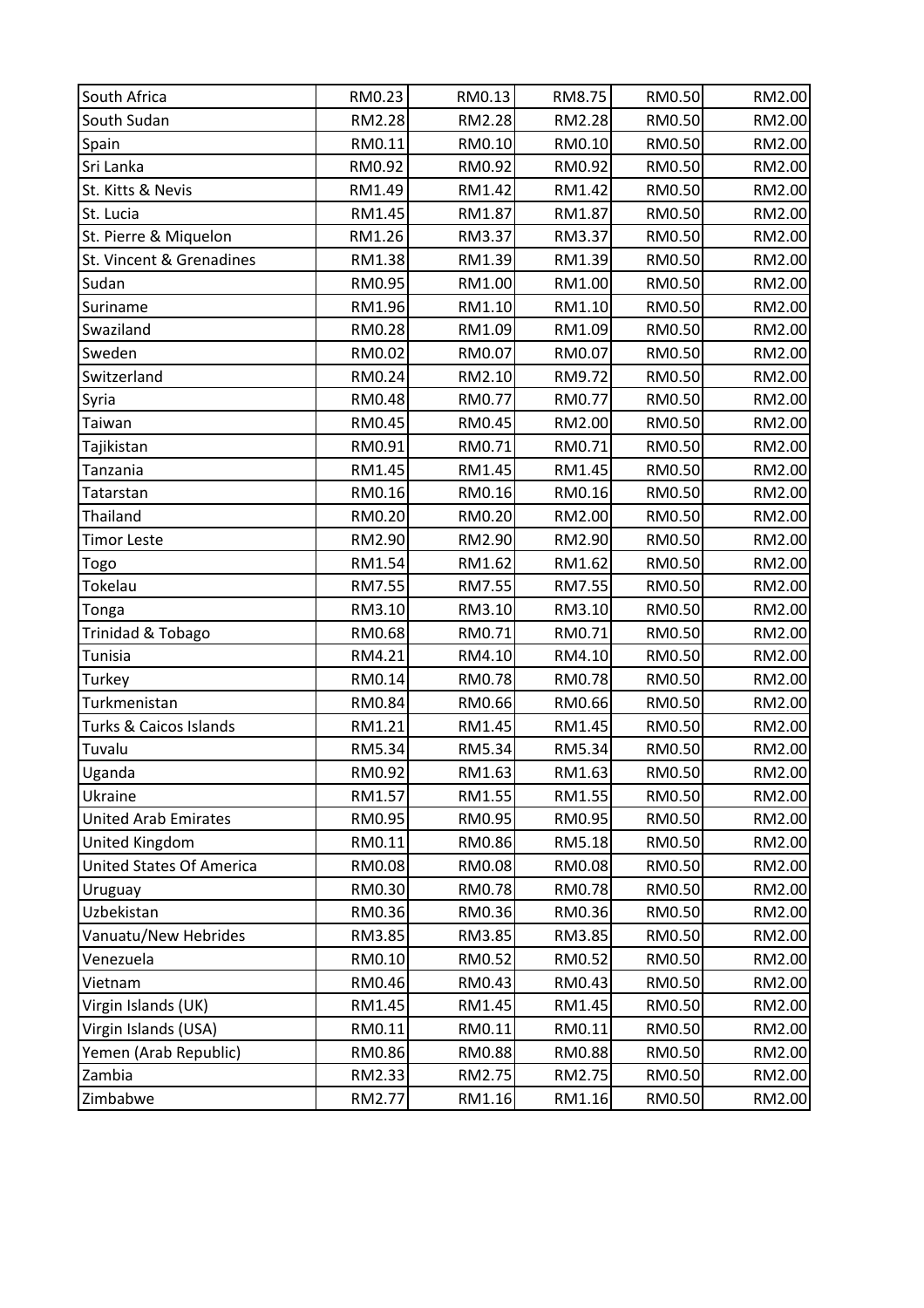| | | | | | |
|---|---|---|---|---|---|
| South Africa | RM0.23 | RM0.13 | RM8.75 | RM0.50 | RM2.00 |
| South Sudan | RM2.28 | RM2.28 | RM2.28 | RM0.50 | RM2.00 |
| Spain | RM0.11 | RM0.10 | RM0.10 | RM0.50 | RM2.00 |
| Sri Lanka | RM0.92 | RM0.92 | RM0.92 | RM0.50 | RM2.00 |
| St. Kitts & Nevis | RM1.49 | RM1.42 | RM1.42 | RM0.50 | RM2.00 |
| St. Lucia | RM1.45 | RM1.87 | RM1.87 | RM0.50 | RM2.00 |
| St. Pierre & Miquelon | RM1.26 | RM3.37 | RM3.37 | RM0.50 | RM2.00 |
| St. Vincent & Grenadines | RM1.38 | RM1.39 | RM1.39 | RM0.50 | RM2.00 |
| Sudan | RM0.95 | RM1.00 | RM1.00 | RM0.50 | RM2.00 |
| Suriname | RM1.96 | RM1.10 | RM1.10 | RM0.50 | RM2.00 |
| Swaziland | RM0.28 | RM1.09 | RM1.09 | RM0.50 | RM2.00 |
| Sweden | RM0.02 | RM0.07 | RM0.07 | RM0.50 | RM2.00 |
| Switzerland | RM0.24 | RM2.10 | RM9.72 | RM0.50 | RM2.00 |
| Syria | RM0.48 | RM0.77 | RM0.77 | RM0.50 | RM2.00 |
| Taiwan | RM0.45 | RM0.45 | RM2.00 | RM0.50 | RM2.00 |
| Tajikistan | RM0.91 | RM0.71 | RM0.71 | RM0.50 | RM2.00 |
| Tanzania | RM1.45 | RM1.45 | RM1.45 | RM0.50 | RM2.00 |
| Tatarstan | RM0.16 | RM0.16 | RM0.16 | RM0.50 | RM2.00 |
| Thailand | RM0.20 | RM0.20 | RM2.00 | RM0.50 | RM2.00 |
| Timor Leste | RM2.90 | RM2.90 | RM2.90 | RM0.50 | RM2.00 |
| Togo | RM1.54 | RM1.62 | RM1.62 | RM0.50 | RM2.00 |
| Tokelau | RM7.55 | RM7.55 | RM7.55 | RM0.50 | RM2.00 |
| Tonga | RM3.10 | RM3.10 | RM3.10 | RM0.50 | RM2.00 |
| Trinidad & Tobago | RM0.68 | RM0.71 | RM0.71 | RM0.50 | RM2.00 |
| Tunisia | RM4.21 | RM4.10 | RM4.10 | RM0.50 | RM2.00 |
| Turkey | RM0.14 | RM0.78 | RM0.78 | RM0.50 | RM2.00 |
| Turkmenistan | RM0.84 | RM0.66 | RM0.66 | RM0.50 | RM2.00 |
| Turks & Caicos Islands | RM1.21 | RM1.45 | RM1.45 | RM0.50 | RM2.00 |
| Tuvalu | RM5.34 | RM5.34 | RM5.34 | RM0.50 | RM2.00 |
| Uganda | RM0.92 | RM1.63 | RM1.63 | RM0.50 | RM2.00 |
| Ukraine | RM1.57 | RM1.55 | RM1.55 | RM0.50 | RM2.00 |
| United Arab Emirates | RM0.95 | RM0.95 | RM0.95 | RM0.50 | RM2.00 |
| United Kingdom | RM0.11 | RM0.86 | RM5.18 | RM0.50 | RM2.00 |
| United States Of America | RM0.08 | RM0.08 | RM0.08 | RM0.50 | RM2.00 |
| Uruguay | RM0.30 | RM0.78 | RM0.78 | RM0.50 | RM2.00 |
| Uzbekistan | RM0.36 | RM0.36 | RM0.36 | RM0.50 | RM2.00 |
| Vanuatu/New Hebrides | RM3.85 | RM3.85 | RM3.85 | RM0.50 | RM2.00 |
| Venezuela | RM0.10 | RM0.52 | RM0.52 | RM0.50 | RM2.00 |
| Vietnam | RM0.46 | RM0.43 | RM0.43 | RM0.50 | RM2.00 |
| Virgin Islands (UK) | RM1.45 | RM1.45 | RM1.45 | RM0.50 | RM2.00 |
| Virgin Islands (USA) | RM0.11 | RM0.11 | RM0.11 | RM0.50 | RM2.00 |
| Yemen (Arab Republic) | RM0.86 | RM0.88 | RM0.88 | RM0.50 | RM2.00 |
| Zambia | RM2.33 | RM2.75 | RM2.75 | RM0.50 | RM2.00 |
| Zimbabwe | RM2.77 | RM1.16 | RM1.16 | RM0.50 | RM2.00 |